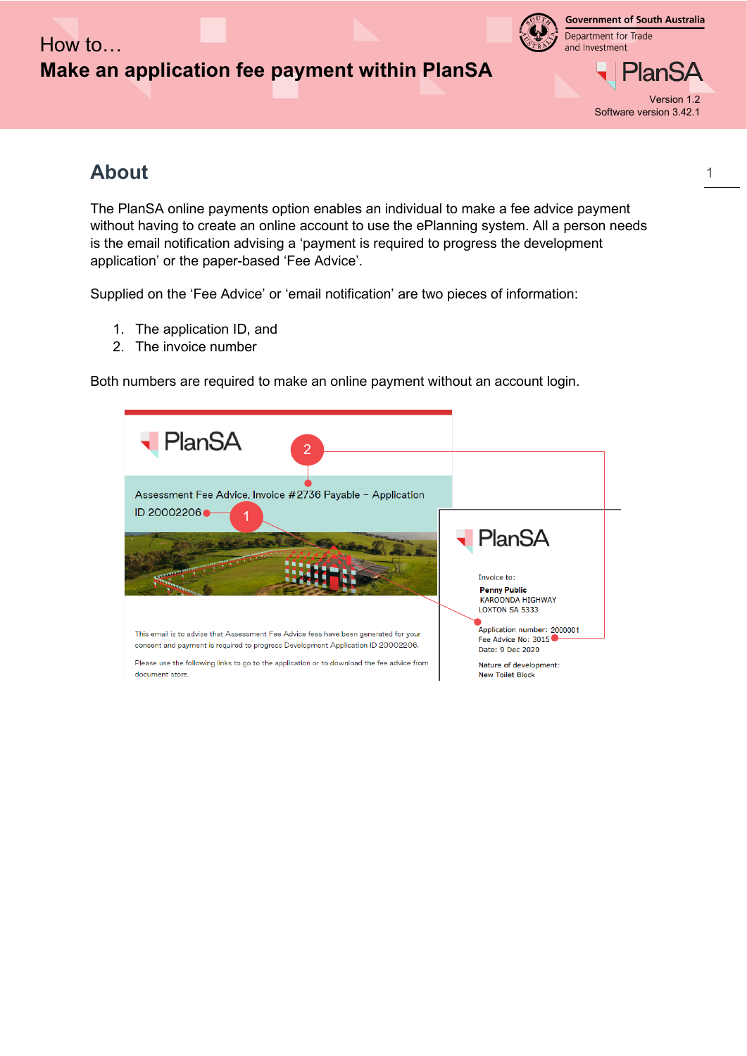How to…

# Make an application fee payment within PlanSA

Version 1.2
Software version 3.42.1

## About

The PlanSA online payments option enables an individual to make a fee advice payment without having to create an online account to use the ePlanning system. All a person needs is the email notification advising a 'payment is required to progress the development application' or the paper-based 'Fee Advice'.

Supplied on the 'Fee Advice' or 'email notification' are two pieces of information:

1. The application ID, and
2. The invoice number

Both numbers are required to make an online payment without an account login.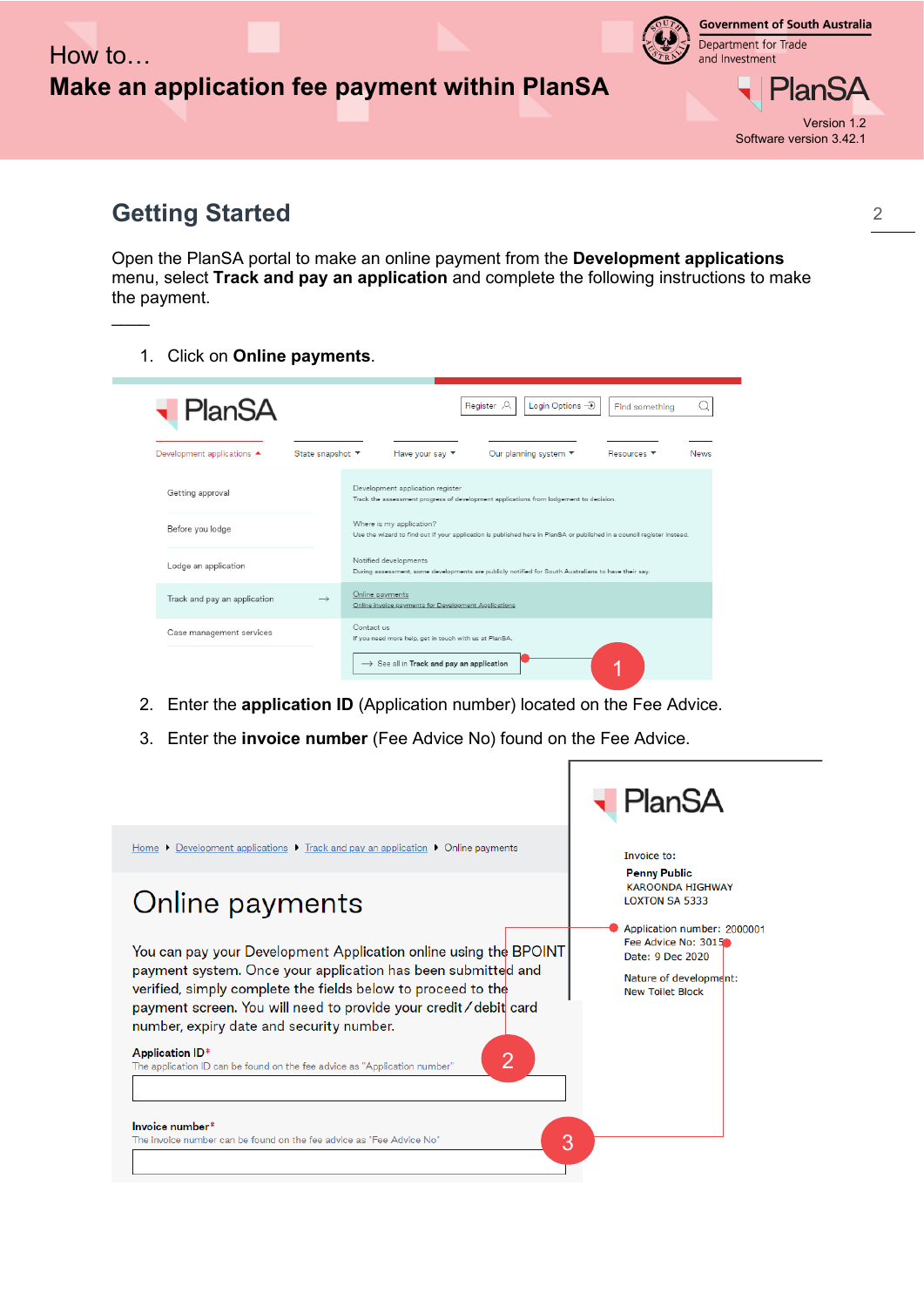## Getting Started

Open the PlanSA portal to make an online payment from the **Development applications** menu, select **Track and pay an application** and complete the following instructions to make the payment.

1. Click on **Online payments**.
2. Enter the **application ID** (Application number) located on the Fee Advice.
3. Enter the **invoice number** (Fee Advice No) found on the Fee Advice.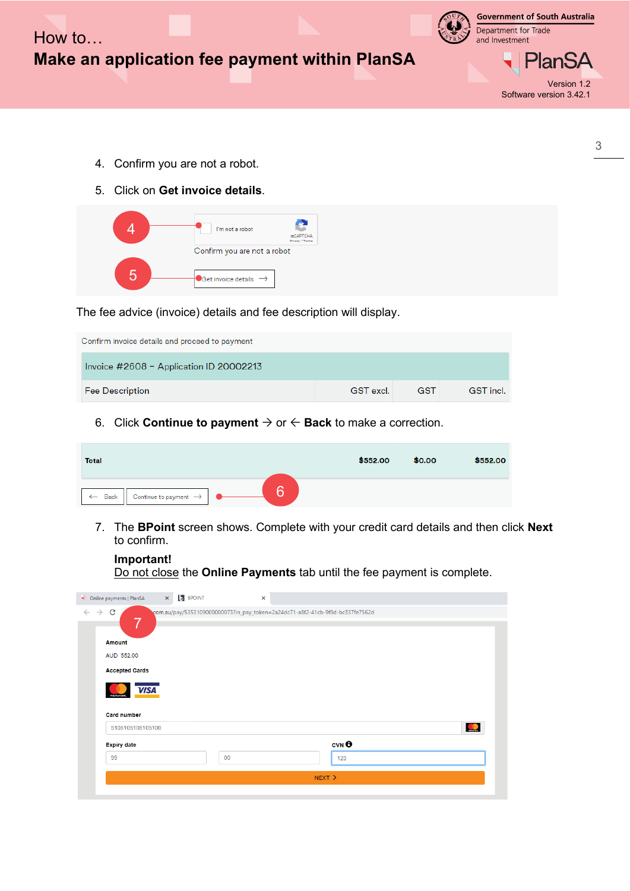4. Confirm you are not a robot.
5. Click on **Get invoice details**.

The fee advice (invoice) details and fee description will display.

6. Click **Continue to payment** → or ← **Back** to make a correction.

7. The **BPoint** screen shows. Complete with your credit card details and then click **Next** to confirm.

   **Important!**
   Do not close the **Online Payments** tab until the fee payment is complete.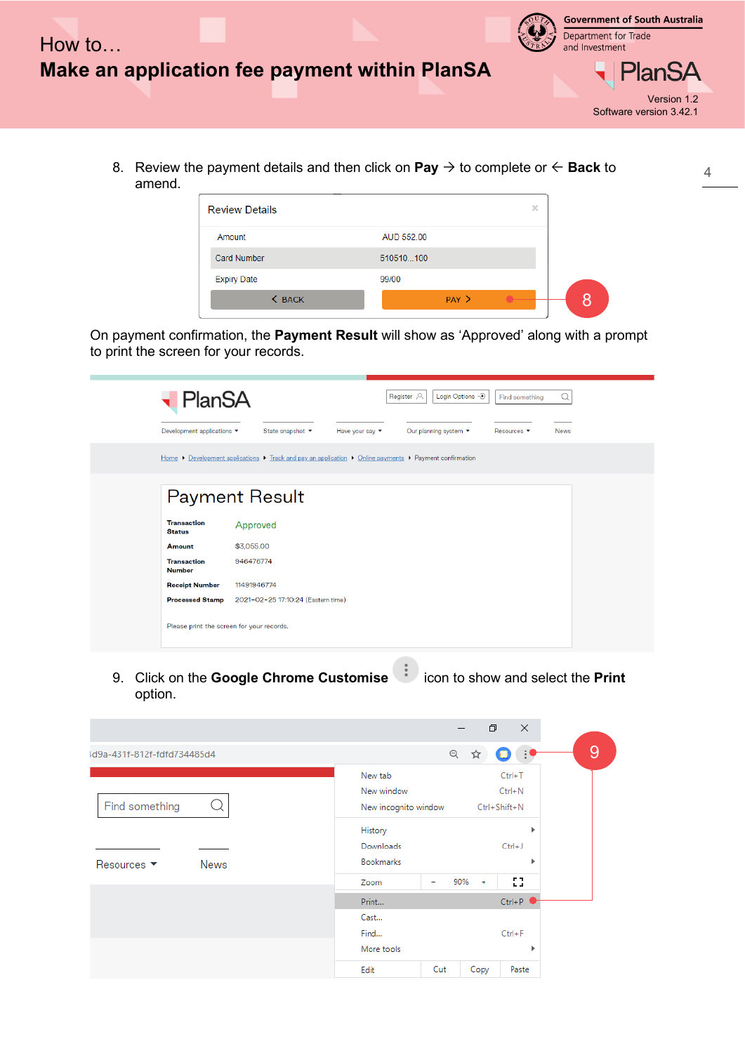8. Review the payment details and then click on **Pay** → to complete or ← **Back** to amend.

Review Details

| | |
|---|---|
| Amount | AUD 552.00 |
| Card Number | 510510...100 |
| Expiry Date | 99/00 |

BACK | PAY

On payment confirmation, the **Payment Result** will show as ‘Approved’ along with a prompt to print the screen for your records.

Home ▸ Development applications ▸ Track and pay an application ▸ Online payments ▸ Payment confirmation

Payment Result

| | |
|---|---|
| Transaction Status | Approved |
| Amount | $3,055.00 |
| Transaction Number | 946476774 |
| Receipt Number | 11491946774 |
| Processed Stamp | 2021-02-25 17:10:24 (Eastern time) |

Please print the screen for your records.

9. Click on the **Google Chrome Customise** ⋮ icon to show and select the **Print** option.